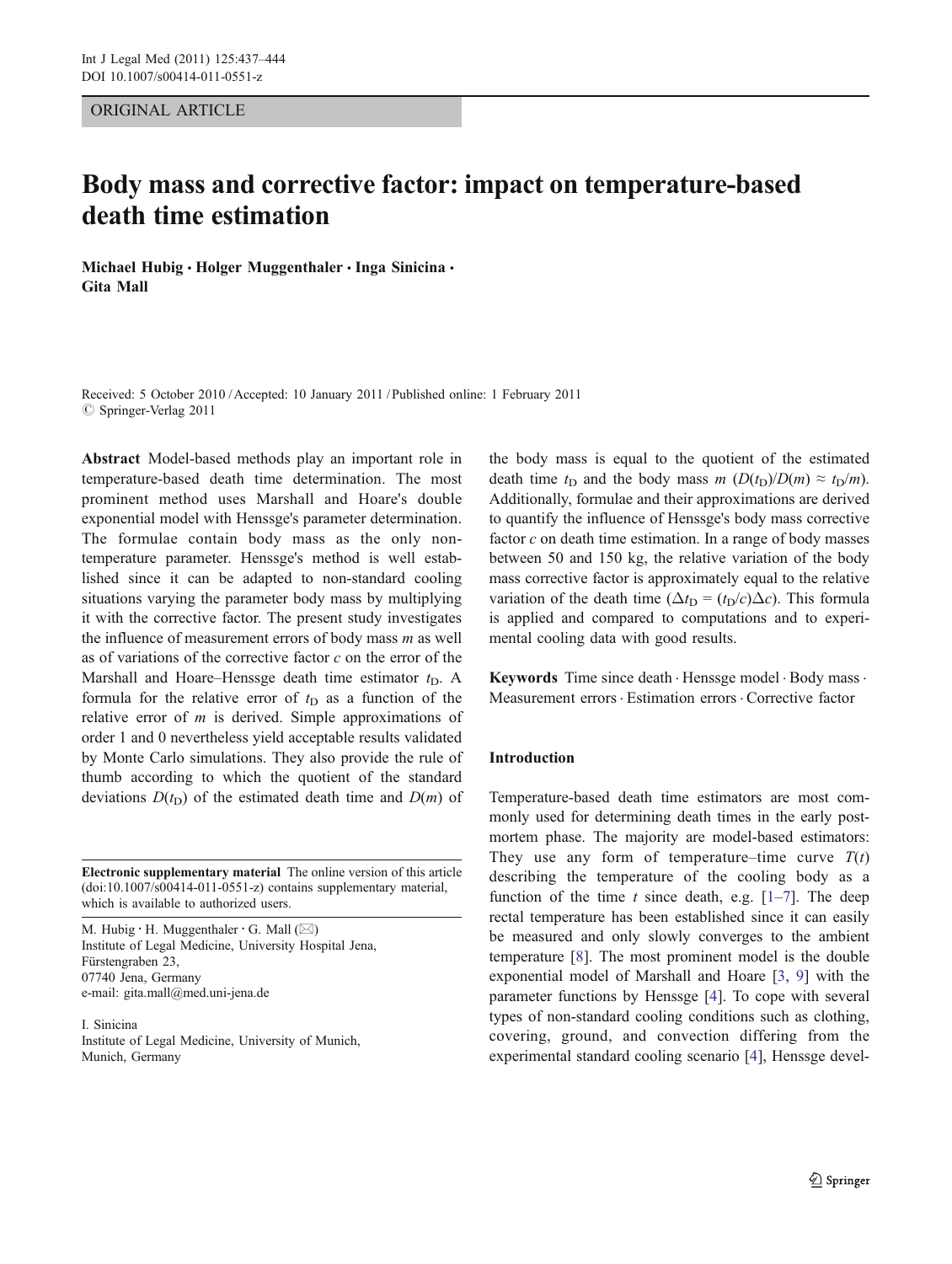ORIGINAL ARTICLE

# Body mass and corrective factor: impact on temperature-based death time estimation

**Michael Hubig · Holger Muggenthaler · Inga Sinicina · Gita Mall**

Received: 5 October 2010 / Accepted: 10 January 2011 / Published online: 1 February 2011
© Springer-Verlag 2011

**Abstract** Model-based methods play an important role in temperature-based death time determination. The most prominent method uses Marshall and Hoare's double exponential model with Henssge's parameter determination. The formulae contain body mass as the only non-temperature parameter. Henssge's method is well established since it can be adapted to non-standard cooling situations varying the parameter body mass by multiplying it with the corrective factor. The present study investigates the influence of measurement errors of body mass *m* as well as of variations of the corrective factor *c* on the error of the Marshall and Hoare–Henssge death time estimator $t_D$. A formula for the relative error of $t_D$ as a function of the relative error of *m* is derived. Simple approximations of order 1 and 0 nevertheless yield acceptable results validated by Monte Carlo simulations. They also provide the rule of thumb according to which the quotient of the standard deviations $D(t_D)$ of the estimated death time and $D(m)$ of the body mass is equal to the quotient of the estimated death time $t_D$ and the body mass *m* ($D(t_D)/D(m) \approx t_D/m$). Additionally, formulae and their approximations are derived to quantify the influence of Henssge's body mass corrective factor *c* on death time estimation. In a range of body masses between 50 and 150 kg, the relative variation of the body mass corrective factor is approximately equal to the relative variation of the death time ($\Delta t_D = (t_D/c)\Delta c$). This formula is applied and compared to computations and to experimental cooling data with good results.

**Keywords** Time since death · Henssge model · Body mass · Measurement errors · Estimation errors · Corrective factor

**Electronic supplementary material** The online version of this article (doi:10.1007/s00414-011-0551-z) contains supplementary material, which is available to authorized users.

M. Hubig · H. Muggenthaler · G. Mall (✉)
Institute of Legal Medicine, University Hospital Jena,
Fürstengraben 23,
07740 Jena, Germany
e-mail: gita.mall@med.uni-jena.de

I. Sinicina
Institute of Legal Medicine, University of Munich,
Munich, Germany

## Introduction

Temperature-based death time estimators are most commonly used for determining death times in the early postmortem phase. The majority are model-based estimators: They use any form of temperature–time curve $T(t)$ describing the temperature of the cooling body as a function of the time *t* since death, e.g. [1–7]. The deep rectal temperature has been established since it can easily be measured and only slowly converges to the ambient temperature [8]. The most prominent model is the double exponential model of Marshall and Hoare [3, 9] with the parameter functions by Henssge [4]. To cope with several types of non-standard cooling conditions such as clothing, covering, ground, and convection differing from the experimental standard cooling scenario [4], Henssge devel-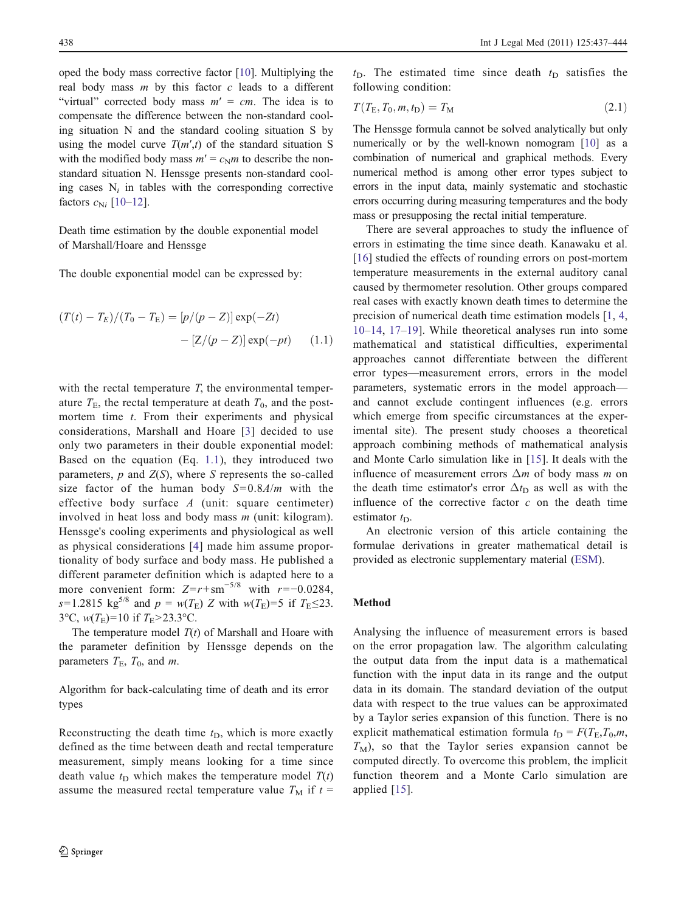oped the body mass corrective factor [10]. Multiplying the real body mass $m$ by this factor $c$ leads to a different "virtual" corrected body mass $m' = cm$. The idea is to compensate the difference between the non-standard cooling situation N and the standard cooling situation S by using the model curve $T(m',t)$ of the standard situation S with the modified body mass $m' = c_{\mathrm{N}}m$ to describe the non-standard situation N. Henssge presents non-standard cooling cases $\mathrm{N}_i$ in tables with the corresponding corrective factors $c_{\mathrm{N}i}$ [10–12].

### Death time estimation by the double exponential model of Marshall/Hoare and Henssge

The double exponential model can be expressed by:

$$(T(t) - T_E)/(T_0 - T_{\mathrm{E}}) = [p/(p - Z)] \exp(-Zt) - [Z/(p - Z)] \exp(-pt) \qquad (1.1)$$

with the rectal temperature $T$, the environmental temperature $T_{\mathrm{E}}$, the rectal temperature at death $T_0$, and the post-mortem time $t$. From their experiments and physical considerations, Marshall and Hoare [3] decided to use only two parameters in their double exponential model: Based on the equation (Eq. 1.1), they introduced two parameters, $p$ and $Z(S)$, where $S$ represents the so-called size factor of the human body $S=0.8A/m$ with the effective body surface $A$ (unit: square centimeter) involved in heat loss and body mass $m$ (unit: kilogram). Henssge's cooling experiments and physiological as well as physical considerations [4] made him assume proportionality of body surface and body mass. He published a different parameter definition which is adapted here to a more convenient form: $Z=r+sm^{-5/8}$ with $r=-0.0284$, $s=1.2815$ kg$^{5/8}$ and $p = w(T_{\mathrm{E}})\ Z$ with $w(T_{\mathrm{E}})=5$ if $T_{\mathrm{E}}\leq 23.3$°C, $w(T_{\mathrm{E}})=10$ if $T_{\mathrm{E}}>23.3$°C.

The temperature model $T(t)$ of Marshall and Hoare with the parameter definition by Henssge depends on the parameters $T_{\mathrm{E}}$, $T_0$, and $m$.

### Algorithm for back-calculating time of death and its error types

Reconstructing the death time $t_{\mathrm{D}}$, which is more exactly defined as the time between death and rectal temperature measurement, simply means looking for a time since death value $t_{\mathrm{D}}$ which makes the temperature model $T(t)$ assume the measured rectal temperature value $T_{\mathrm{M}}$ if $t = t_{\mathrm{D}}$. The estimated time since death $t_{\mathrm{D}}$ satisfies the following condition:

$$T(T_{\mathrm{E}}, T_0, m, t_{\mathrm{D}}) = T_{\mathrm{M}} \qquad (2.1)$$

The Henssge formula cannot be solved analytically but only numerically or by the well-known nomogram [10] as a combination of numerical and graphical methods. Every numerical method is among other error types subject to errors in the input data, mainly systematic and stochastic errors occurring during measuring temperatures and the body mass or presupposing the rectal initial temperature.

There are several approaches to study the influence of errors in estimating the time since death. Kanawaku et al. [16] studied the effects of rounding errors on post-mortem temperature measurements in the external auditory canal caused by thermometer resolution. Other groups compared real cases with exactly known death times to determine the precision of numerical death time estimation models [1, 4, 10–14, 17–19]. While theoretical analyses run into some mathematical and statistical difficulties, experimental approaches cannot differentiate between the different error types—measurement errors, errors in the model parameters, systematic errors in the model approach—and cannot exclude contingent influences (e.g. errors which emerge from specific circumstances at the experimental site). The present study chooses a theoretical approach combining methods of mathematical analysis and Monte Carlo simulation like in [15]. It deals with the influence of measurement errors $\Delta m$ of body mass $m$ on the death time estimator's error $\Delta t_{\mathrm{D}}$ as well as with the influence of the corrective factor $c$ on the death time estimator $t_{\mathrm{D}}$.

An electronic version of this article containing the formulae derivations in greater mathematical detail is provided as electronic supplementary material (ESM).

## Method

Analysing the influence of measurement errors is based on the error propagation law. The algorithm calculating the output data from the input data is a mathematical function with the input data in its range and the output data in its domain. The standard deviation of the output data with respect to the true values can be approximated by a Taylor series expansion of this function. There is no explicit mathematical estimation formula $t_{\mathrm{D}} = F(T_{\mathrm{E}},T_0,m,T_{\mathrm{M}})$, so that the Taylor series expansion cannot be computed directly. To overcome this problem, the implicit function theorem and a Monte Carlo simulation are applied [15].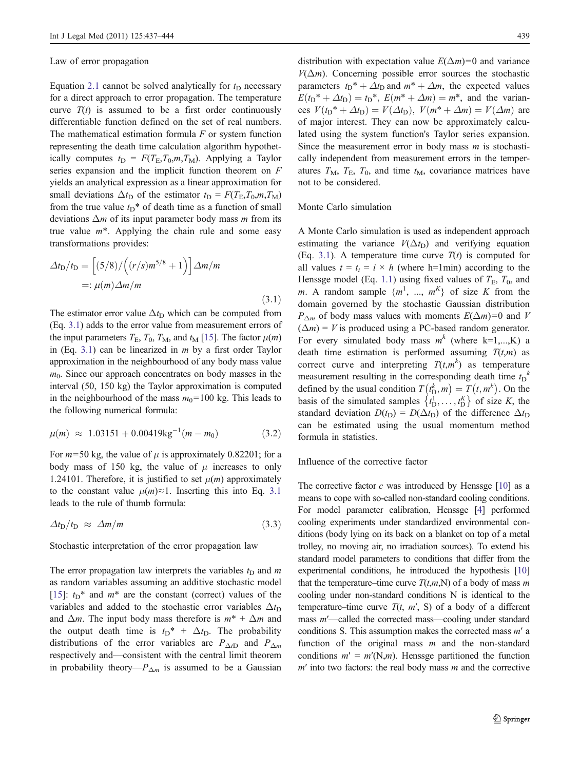### Law of error propagation

Equation 2.1 cannot be solved analytically for $t_D$ necessary for a direct approach to error propagation. The temperature curve $T(t)$ is assumed to be a first order continuously differentiable function defined on the set of real numbers. The mathematical estimation formula $F$ or system function representing the death time calculation algorithm hypothetically computes $t_D = F(T_E, T_0, m, T_M)$. Applying a Taylor series expansion and the implicit function theorem on $F$ yields an analytical expression as a linear approximation for small deviations $\Delta t_D$ of the estimator $t_D = F(T_E, T_0, m, T_M)$ from the true value $t_D{}^*$ of death time as a function of small deviations $\Delta m$ of its input parameter body mass $m$ from its true value $m^*$. Applying the chain rule and some easy transformations provides:

$$\begin{aligned}\Delta t_D / t_D &= \left[(5/8)/\left((r/s)m^{5/8}+1\right)\right]\Delta m/m \\ &=: \mu(m)\Delta m/m\end{aligned} \tag{3.1}$$

The estimator error value $\Delta t_D$ which can be computed from (Eq. 3.1) adds to the error value from measurement errors of the input parameters $T_E$, $T_0$, $T_M$, and $t_M$ [15]. The factor $\mu(m)$ in (Eq. 3.1) can be linearized in $m$ by a first order Taylor approximation in the neighbourhood of any body mass value $m_0$. Since our approach concentrates on body masses in the interval (50, 150 kg) the Taylor approximation is computed in the neighbourhood of the mass $m_0$=100 kg. This leads to the following numerical formula:

$$\mu(m) \approx 1.03151 + 0.00419\text{kg}^{-1}(m - m_0) \tag{3.2}$$

For $m$=50 kg, the value of $\mu$ is approximately 0.82201; for a body mass of 150 kg, the value of $\mu$ increases to only 1.24101. Therefore, it is justified to set $\mu(m)$ approximately to the constant value $\mu(m)\approx 1$. Inserting this into Eq. 3.1 leads to the rule of thumb formula:

$$\Delta t_D / t_D \approx \Delta m / m \tag{3.3}$$

### Stochastic interpretation of the error propagation law

The error propagation law interprets the variables $t_D$ and $m$ as random variables assuming an additive stochastic model [15]: $t_D{}^*$ and $m^*$ are the constant (correct) values of the variables and added to the stochastic error variables $\Delta t_D$ and $\Delta m$. The input body mass therefore is $m^* + \Delta m$ and the output death time is $t_D{}^* + \Delta t_D$. The probability distributions of the error variables are $P_{\Delta tD}$ and $P_{\Delta m}$ respectively and—consistent with the central limit theorem in probability theory—$P_{\Delta m}$ is assumed to be a Gaussian distribution with expectation value $E(\Delta m)$=0 and variance $V(\Delta m)$. Concerning possible error sources the stochastic parameters $t_D{}^* + \Delta t_D$ and $m^* + \Delta m$, the expected values $E(t_D{}^* + \Delta t_D) = t_D{}^*$, $E(m^* + \Delta m) = m^*$, and the variances $V(t_D{}^* + \Delta t_D) = V(\Delta t_D)$, $V(m^* + \Delta m) = V(\Delta m)$ are of major interest. They can now be approximately calculated using the system function's Taylor series expansion. Since the measurement error in body mass $m$ is stochastically independent from measurement errors in the temperatures $T_M$, $T_E$, $T_0$, and time $t_M$, covariance matrices have not to be considered.

### Monte Carlo simulation

A Monte Carlo simulation is used as independent approach estimating the variance $V(\Delta t_D)$ and verifying equation (Eq. 3.1). A temperature time curve $T(t)$ is computed for all values $t = t_i = i \times h$ (where h=1min) according to the Henssge model (Eq. 1.1) using fixed values of $T_E$, $T_0$, and $m$. A random sample $\{m^1, \ldots, m^K\}$ of size $K$ from the domain governed by the stochastic Gaussian distribution $P_{\Delta m}$ of body mass values with moments $E(\Delta m)$=0 and $V(\Delta m) = V$ is produced using a PC-based random generator. For every simulated body mass $m^k$ (where k=1,...,K) a death time estimation is performed assuming $T(t,m)$ as correct curve and interpreting $T(t,m^k)$ as temperature measurement resulting in the corresponding death time $t_D{}^k$ defined by the usual condition $T\left(t_D^k, m\right) = T\left(t, m^k\right)$. On the basis of the simulated samples $\left\{t_D^1, \ldots, t_D^K\right\}$ of size $K$, the standard deviation $D(t_D) = D(\Delta t_D)$ of the difference $\Delta t_D$ can be estimated using the usual momentum method formula in statistics.

### Influence of the corrective factor

The corrective factor $c$ was introduced by Henssge [10] as a means to cope with so-called non-standard cooling conditions. For model parameter calibration, Henssge [4] performed cooling experiments under standardized environmental conditions (body lying on its back on a blanket on top of a metal trolley, no moving air, no irradiation sources). To extend his standard model parameters to conditions that differ from the experimental conditions, he introduced the hypothesis [10] that the temperature–time curve $T(t,m,N)$ of a body of mass $m$ cooling under non-standard conditions N is identical to the temperature–time curve $T(t, m', S)$ of a body of a different mass $m'$—called the corrected mass—cooling under standard conditions S. This assumption makes the corrected mass $m'$ a function of the original mass $m$ and the non-standard conditions $m' = m'(N,m)$. Henssge partitioned the function $m'$ into two factors: the real body mass $m$ and the corrective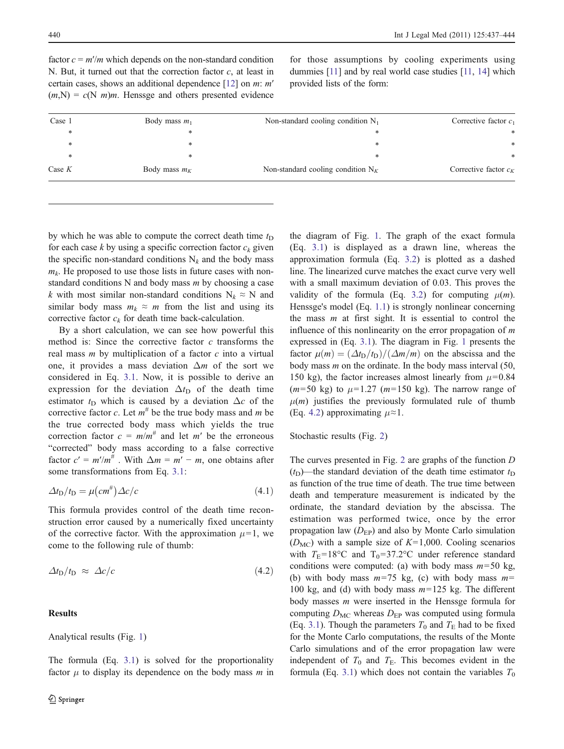factor $c = m'/m$ which depends on the non-standard condition N. But, it turned out that the correction factor $c$, at least in certain cases, shows an additional dependence [12] on $m$: $m'(m,\mathrm{N}) = c(\mathrm{N}\ m)m$. Henssge and others presented evidence for those assumptions by cooling experiments using dummies [11] and by real world case studies [11, 14] which provided lists of the form:

| Case 1 | Body mass $m_1$ | Non-standard cooling condition $\mathrm{N}_1$ | Corrective factor $c_1$ |
|---|---|---|---|
| * | * | * | * |
| * | * | * | * |
| * | * | * | * |
| Case $K$ | Body mass $m_K$ | Non-standard cooling condition $\mathrm{N}_K$ | Corrective factor $c_K$ |

by which he was able to compute the correct death time $t_\mathrm{D}$ for each case $k$ by using a specific correction factor $c_k$ given the specific non-standard conditions $\mathrm{N}_k$ and the body mass $m_k$. He proposed to use those lists in future cases with non-standard conditions N and body mass $m$ by choosing a case $k$ with most similar non-standard conditions $\mathrm{N}_k \approx \mathrm{N}$ and similar body mass $m_k \approx m$ from the list and using its corrective factor $c_k$ for death time back-calculation.

By a short calculation, we can see how powerful this method is: Since the corrective factor $c$ transforms the real mass $m$ by multiplication of a factor $c$ into a virtual one, it provides a mass deviation $\Delta m$ of the sort we considered in Eq. 3.1. Now, it is possible to derive an expression for the deviation $\Delta t_\mathrm{D}$ of the death time estimator $t_\mathrm{D}$ which is caused by a deviation $\Delta c$ of the corrective factor $c$. Let $m^\#$ be the true body mass and $m$ be the true corrected body mass which yields the true correction factor $c = m/m^\#$ and let $m'$ be the erroneous "corrected" body mass according to a false corrective factor $c' = m'/m^\#$. With $\Delta m = m' - m$, one obtains after some transformations from Eq. 3.1:

$$\Delta t_\mathrm{D}/t_\mathrm{D} = \mu\left(cm^\#\right)\Delta c/c \tag{4.1}$$

This formula provides control of the death time reconstruction error caused by a numerically fixed uncertainty of the corrective factor. With the approximation $\mu=1$, we come to the following rule of thumb:

$$\Delta t_\mathrm{D}/t_\mathrm{D} \approx \Delta c/c \tag{4.2}$$

## Results

### Analytical results (Fig. 1)

The formula (Eq. 3.1) is solved for the proportionality factor $\mu$ to display its dependence on the body mass $m$ in the diagram of Fig. 1. The graph of the exact formula (Eq. 3.1) is displayed as a drawn line, whereas the approximation formula (Eq. 3.2) is plotted as a dashed line. The linearized curve matches the exact curve very well with a small maximum deviation of 0.03. This proves the validity of the formula (Eq. 3.2) for computing $\mu(m)$. Henssge's model (Eq. 1.1) is strongly nonlinear concerning the mass $m$ at first sight. It is essential to control the influence of this nonlinearity on the error propagation of $m$ expressed in (Eq. 3.1). The diagram in Fig. 1 presents the factor $\mu(m) = (\Delta t_\mathrm{D}/t_\mathrm{D})/(\Delta m/m)$ on the abscissa and the body mass $m$ on the ordinate. In the body mass interval (50, 150 kg), the factor increases almost linearly from $\mu=0.84$ ($m=50$ kg) to $\mu=1.27$ ($m=150$ kg). The narrow range of $\mu(m)$ justifies the previously formulated rule of thumb (Eq. 4.2) approximating $\mu \approx 1$.

### Stochastic results (Fig. 2)

The curves presented in Fig. 2 are graphs of the function $D(t_\mathrm{D})$—the standard deviation of the death time estimator $t_\mathrm{D}$ as function of the true time of death. The true time between death and temperature measurement is indicated by the ordinate, the standard deviation by the abscissa. The estimation was performed twice, once by the error propagation law ($D_\mathrm{EP}$) and also by Monte Carlo simulation ($D_\mathrm{MC}$) with a sample size of $K=1{,}000$. Cooling scenarios with $T_\mathrm{E}=18°\mathrm{C}$ and $\mathrm{T}_0=37.2°\mathrm{C}$ under reference standard conditions were computed: (a) with body mass $m=50$ kg, (b) with body mass $m=75$ kg, (c) with body mass $m=100$ kg, and (d) with body mass $m=125$ kg. The different body masses $m$ were inserted in the Henssge formula for computing $D_\mathrm{MC}$ whereas $D_\mathrm{EP}$ was computed using formula (Eq. 3.1). Though the parameters $T_0$ and $T_\mathrm{E}$ had to be fixed for the Monte Carlo computations, the results of the Monte Carlo simulations and of the error propagation law were independent of $T_0$ and $T_\mathrm{E}$. This becomes evident in the formula (Eq. 3.1) which does not contain the variables $T_0$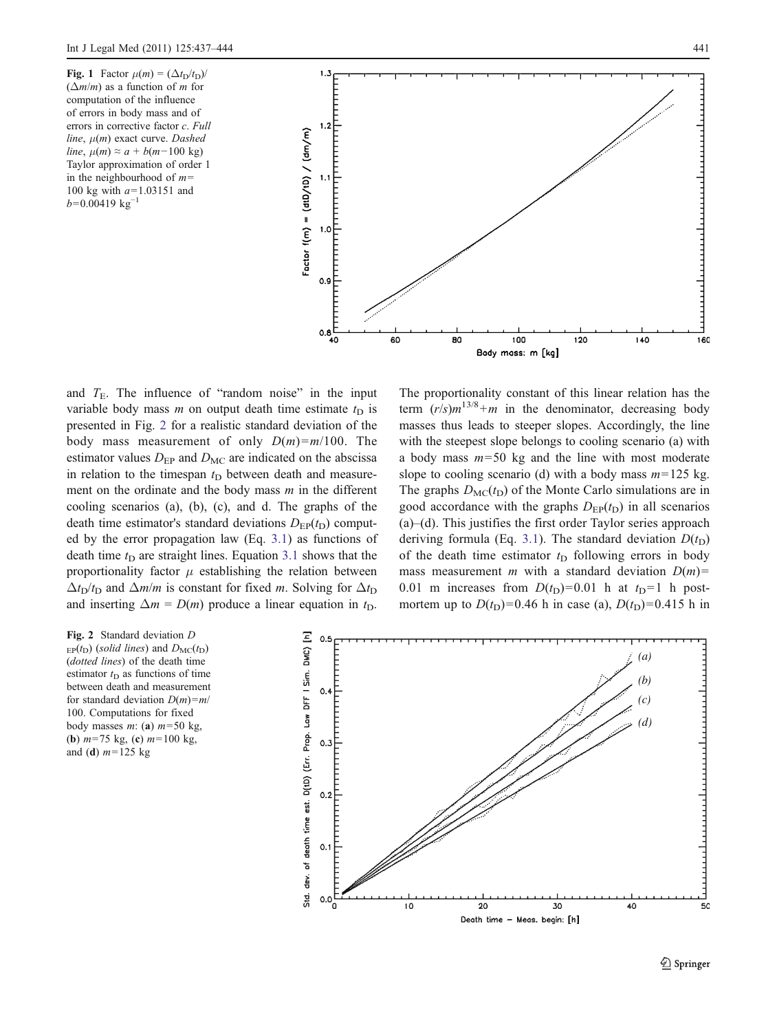**Fig. 1** Factor $\mu(m) = (\Delta t_D/t_D)/(\Delta m/m)$ as a function of $m$ for computation of the influence of errors in body mass and of errors in corrective factor $c$. *Full line*, $\mu(m)$ exact curve. *Dashed line*, $\mu(m) \approx a + b(m-100\text{ kg})$ Taylor approximation of order 1 in the neighbourhood of $m=100$ kg with $a=1.03151$ and $b=0.00419\text{ kg}^{-1}$

and $T_E$. The influence of "random noise" in the input variable body mass $m$ on output death time estimate $t_D$ is presented in Fig. 2 for a realistic standard deviation of the body mass measurement of only $D(m)=m/100$. The estimator values $D_{EP}$ and $D_{MC}$ are indicated on the abscissa in relation to the timespan $t_D$ between death and measurement on the ordinate and the body mass $m$ in the different cooling scenarios (a), (b), (c), and d. The graphs of the death time estimator's standard deviations $D_{EP}(t_D)$ computed by the error propagation law (Eq. 3.1) as functions of death time $t_D$ are straight lines. Equation 3.1 shows that the proportionality factor $\mu$ establishing the relation between $\Delta t_D/t_D$ and $\Delta m/m$ is constant for fixed $m$. Solving for $\Delta t_D$ and inserting $\Delta m = D(m)$ produce a linear equation in $t_D$. The proportionality constant of this linear relation has the term $(r/s)m^{13/8}+m$ in the denominator, decreasing body masses thus leads to steeper slopes. Accordingly, the line with the steepest slope belongs to cooling scenario (a) with a body mass $m=50$ kg and the line with most moderate slope to cooling scenario (d) with a body mass $m=125$ kg. The graphs $D_{MC}(t_D)$ of the Monte Carlo simulations are in good accordance with the graphs $D_{EP}(t_D)$ in all scenarios (a)–(d). This justifies the first order Taylor series approach deriving formula (Eq. 3.1). The standard deviation $D(t_D)$ of the death time estimator $t_D$ following errors in body mass measurement $m$ with a standard deviation $D(m)=0.01$ m increases from $D(t_D)=0.01$ h at $t_D=1$ h postmortem up to $D(t_D)=0.46$ h in case (a), $D(t_D)=0.415$ h in

**Fig. 2** Standard deviation $D_{EP}(t_D)$ (*solid lines*) and $D_{MC}(t_D)$ (*dotted lines*) of the death time estimator $t_D$ as functions of time between death and measurement for standard deviation $D(m)=m/100$. Computations for fixed body masses $m$: (**a**) $m=50$ kg, (**b**) $m=75$ kg, (**c**) $m=100$ kg, and (**d**) $m=125$ kg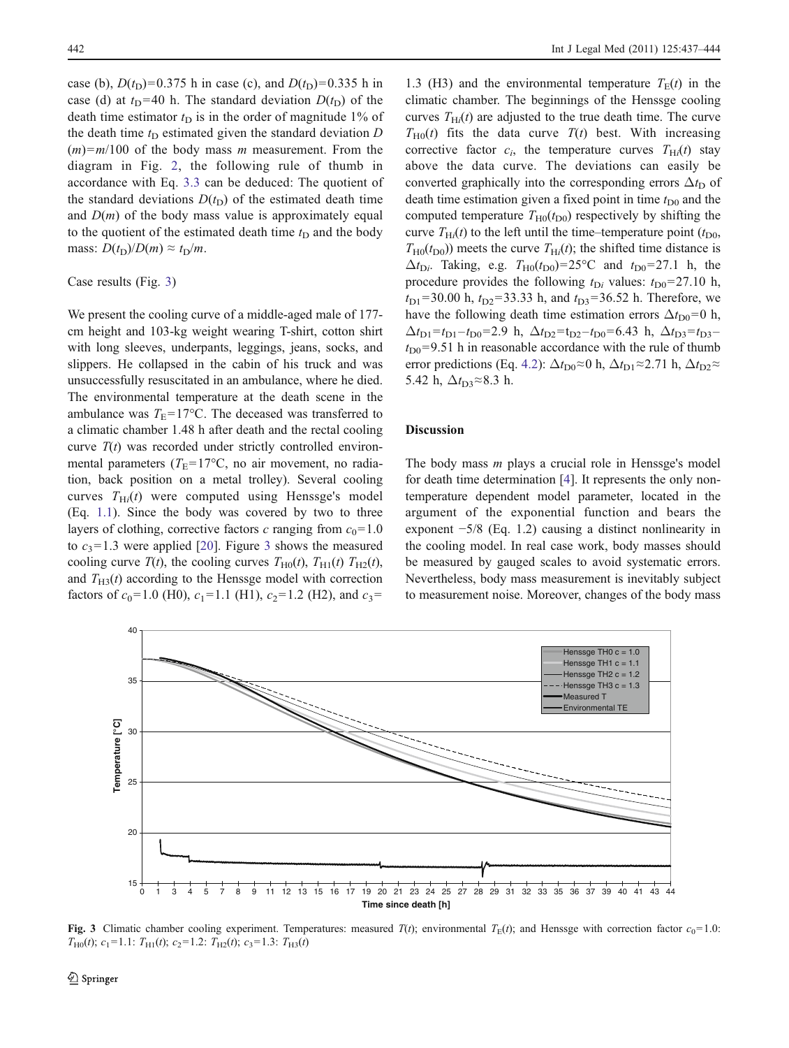case (b), $D(t_D)=0.375$ h in case (c), and $D(t_D)=0.335$ h in case (d) at $t_D=40$ h. The standard deviation $D(t_D)$ of the death time estimator $t_D$ is in the order of magnitude 1% of the death time $t_D$ estimated given the standard deviation $D(m)=m/100$ of the body mass measurement. From the diagram in Fig. 2, the following rule of thumb in accordance with Eq. 3.3 can be deduced: The quotient of the standard deviations $D(t_D)$ of the estimated death time and $D(m)$ of the body mass value is approximately equal to the quotient of the estimated death time $t_D$ and the body mass: $D(t_D)/D(m) \approx t_D/m$.

Case results (Fig. 3)

We present the cooling curve of a middle-aged male of 177-cm height and 103-kg weight wearing T-shirt, cotton shirt with long sleeves, underpants, leggings, jeans, socks, and slippers. He collapsed in the cabin of his truck and was unsuccessfully resuscitated in an ambulance, where he died. The environmental temperature at the death scene in the ambulance was $T_E=17°C$. The deceased was transferred to a climatic chamber 1.48 h after death and the rectal cooling curve $T(t)$ was recorded under strictly controlled environmental parameters ($T_E=17°C$, no air movement, no radiation, back position on a metal trolley). Several cooling curves $T_{Hi}(t)$ were computed using Henssge's model (Eq. 1.1). Since the body was covered by two to three layers of clothing, corrective factors $c$ ranging from $c_0=1.0$ to $c_3=1.3$ were applied [20]. Figure 3 shows the measured cooling curve $T(t)$, the cooling curves $T_{H0}(t)$, $T_{H1}(t)$ $T_{H2}(t)$, and $T_{H3}(t)$ according to the Henssge model with correction factors of $c_0=1.0$ (H0), $c_1=1.1$ (H1), $c_2=1.2$ (H2), and $c_3=1.3$ (H3) and the environmental temperature $T_E(t)$ in the climatic chamber. The beginnings of the Henssge cooling curves $T_{Hi}(t)$ are adjusted to the true death time. The curve $T_{H0}(t)$ fits the data curve $T(t)$ best. With increasing corrective factor $c_i$, the temperature curves $T_{Hi}(t)$ stay above the data curve. The deviations can easily be converted graphically into the corresponding errors $\Delta t_D$ of death time estimation given a fixed point in time $t_{D0}$ and the computed temperature $T_{H0}(t_{D0})$ respectively by shifting the curve $T_{Hi}(t)$ to the left until the time–temperature point ($t_{D0}$, $T_{H0}(t_{D0})$) meets the curve $T_{Hi}(t)$; the shifted time distance is $\Delta t_{Di}$. Taking, e.g. $T_{H0}(t_{D0})=25°C$ and $t_{D0}=27.1$ h, the procedure provides the following $t_{Di}$ values: $t_{D0}=27.10$ h, $t_{D1}=30.00$ h, $t_{D2}=33.33$ h, and $t_{D3}=36.52$ h. Therefore, we have the following death time estimation errors $\Delta t_{D0}=0$ h, $\Delta t_{D1}=t_{D1}-t_{D0}=2.9$ h, $\Delta t_{D2}=t_{D2}-t_{D0}=6.43$ h, $\Delta t_{D3}=t_{D3}-t_{D0}=9.51$ h in reasonable accordance with the rule of thumb error predictions (Eq. 4.2): $\Delta t_{D0}\approx 0$ h, $\Delta t_{D1}\approx 2.71$ h, $\Delta t_{D2}\approx 5.42$ h, $\Delta t_{D3}\approx 8.3$ h.

## Discussion

The body mass $m$ plays a crucial role in Henssge's model for death time determination [4]. It represents the only non-temperature dependent model parameter, located in the argument of the exponential function and bears the exponent −5/8 (Eq. 1.2) causing a distinct nonlinearity in the cooling model. In real case work, body masses should be measured by gauged scales to avoid systematic errors. Nevertheless, body mass measurement is inevitably subject to measurement noise. Moreover, changes of the body mass

**Fig. 3** Climatic chamber cooling experiment. Temperatures: measured $T(t)$; environmental $T_E(t)$; and Henssge with correction factor $c_0=1.0$: $T_{H0}(t)$; $c_1=1.1$: $T_{H1}(t)$; $c_2=1.2$: $T_{H2}(t)$; $c_3=1.3$: $T_{H3}(t)$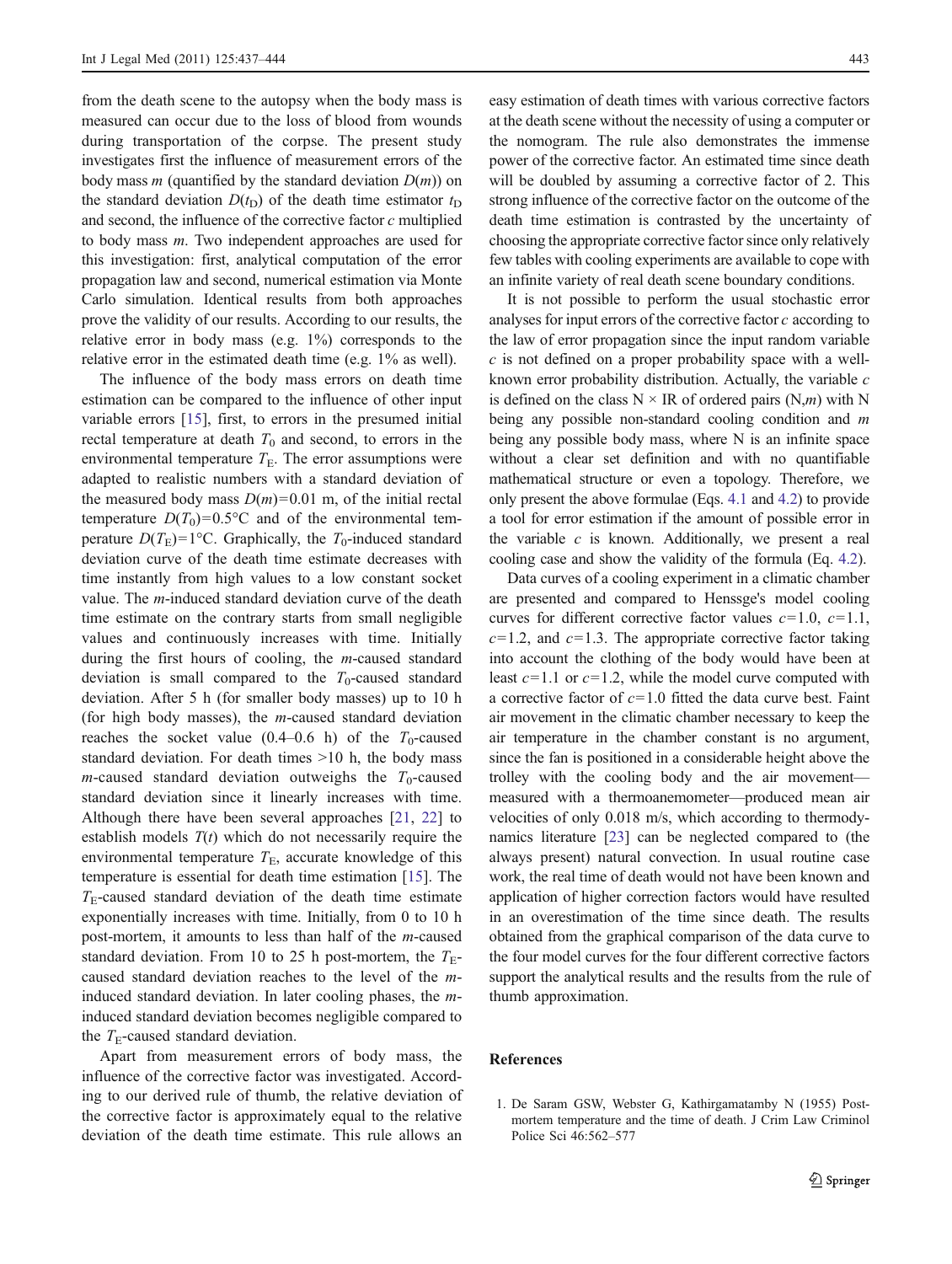from the death scene to the autopsy when the body mass is measured can occur due to the loss of blood from wounds during transportation of the corpse. The present study investigates first the influence of measurement errors of the body mass $m$ (quantified by the standard deviation $D(m)$) on the standard deviation $D(t_D)$ of the death time estimator $t_D$ and second, the influence of the corrective factor $c$ multiplied to body mass $m$. Two independent approaches are used for this investigation: first, analytical computation of the error propagation law and second, numerical estimation via Monte Carlo simulation. Identical results from both approaches prove the validity of our results. According to our results, the relative error in body mass (e.g. 1%) corresponds to the relative error in the estimated death time (e.g. 1% as well).

The influence of the body mass errors on death time estimation can be compared to the influence of other input variable errors [15], first, to errors in the presumed initial rectal temperature at death $T_0$ and second, to errors in the environmental temperature $T_E$. The error assumptions were adapted to realistic numbers with a standard deviation of the measured body mass $D(m)=0.01$ m, of the initial rectal temperature $D(T_0)=0.5°C$ and of the environmental temperature $D(T_E)=1°C$. Graphically, the $T_0$-induced standard deviation curve of the death time estimate decreases with time instantly from high values to a low constant socket value. The $m$-induced standard deviation curve of the death time estimate on the contrary starts from small negligible values and continuously increases with time. Initially during the first hours of cooling, the $m$-caused standard deviation is small compared to the $T_0$-caused standard deviation. After 5 h (for smaller body masses) up to 10 h (for high body masses), the $m$-caused standard deviation reaches the socket value (0.4–0.6 h) of the $T_0$-caused standard deviation. For death times >10 h, the body mass $m$-caused standard deviation outweighs the $T_0$-caused standard deviation since it linearly increases with time. Although there have been several approaches [21, 22] to establish models $T(t)$ which do not necessarily require the environmental temperature $T_E$, accurate knowledge of this temperature is essential for death time estimation [15]. The $T_E$-caused standard deviation of the death time estimate exponentially increases with time. Initially, from 0 to 10 h post-mortem, it amounts to less than half of the $m$-caused standard deviation. From 10 to 25 h post-mortem, the $T_E$-caused standard deviation reaches to the level of the $m$-induced standard deviation. In later cooling phases, the $m$-induced standard deviation becomes negligible compared to the $T_E$-caused standard deviation.

Apart from measurement errors of body mass, the influence of the corrective factor was investigated. According to our derived rule of thumb, the relative deviation of the corrective factor is approximately equal to the relative deviation of the death time estimate. This rule allows an easy estimation of death times with various corrective factors at the death scene without the necessity of using a computer or the nomogram. The rule also demonstrates the immense power of the corrective factor. An estimated time since death will be doubled by assuming a corrective factor of 2. This strong influence of the corrective factor on the outcome of the death time estimation is contrasted by the uncertainty of choosing the appropriate corrective factor since only relatively few tables with cooling experiments are available to cope with an infinite variety of real death scene boundary conditions.

It is not possible to perform the usual stochastic error analyses for input errors of the corrective factor $c$ according to the law of error propagation since the input random variable $c$ is not defined on a proper probability space with a well-known error probability distribution. Actually, the variable $c$ is defined on the class $N \times IR$ of ordered pairs $(N,m)$ with N being any possible non-standard cooling condition and $m$ being any possible body mass, where N is an infinite space without a clear set definition and with no quantifiable mathematical structure or even a topology. Therefore, we only present the above formulae (Eqs. 4.1 and 4.2) to provide a tool for error estimation if the amount of possible error in the variable $c$ is known. Additionally, we present a real cooling case and show the validity of the formula (Eq. 4.2).

Data curves of a cooling experiment in a climatic chamber are presented and compared to Henssge's model cooling curves for different corrective factor values $c=1.0$, $c=1.1$, $c=1.2$, and $c=1.3$. The appropriate corrective factor taking into account the clothing of the body would have been at least $c=1.1$ or $c=1.2$, while the model curve computed with a corrective factor of $c=1.0$ fitted the data curve best. Faint air movement in the climatic chamber necessary to keep the air temperature in the chamber constant is no argument, since the fan is positioned in a considerable height above the trolley with the cooling body and the air movement—measured with a thermoanemometer—produced mean air velocities of only 0.018 m/s, which according to thermodynamics literature [23] can be neglected compared to (the always present) natural convection. In usual routine case work, the real time of death would not have been known and application of higher correction factors would have resulted in an overestimation of the time since death. The results obtained from the graphical comparison of the data curve to the four model curves for the four different corrective factors support the analytical results and the results from the rule of thumb approximation.

## References

1. De Saram GSW, Webster G, Kathirgamatamby N (1955) Post-mortem temperature and the time of death. J Crim Law Criminol Police Sci 46:562–577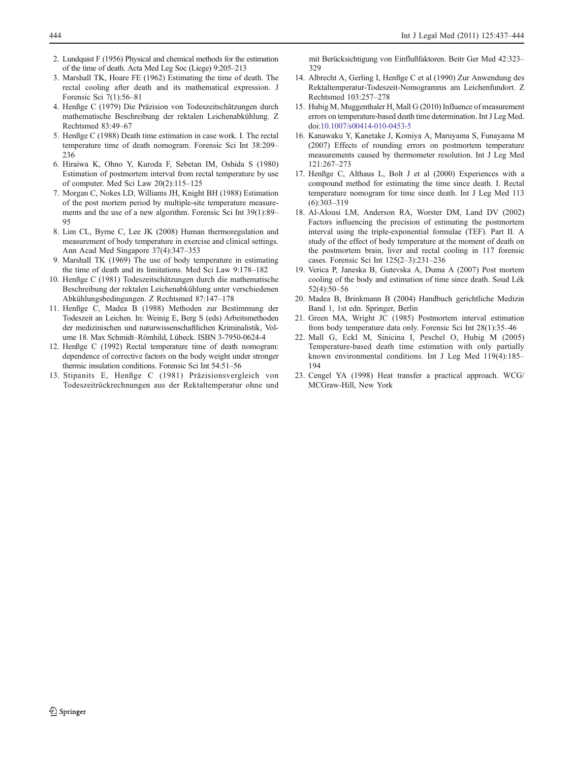2. Lundquist F (1956) Physical and chemical methods for the estimation of the time of death. Acta Med Leg Soc (Liege) 9:205–213
3. Marshall TK, Hoare FE (1962) Estimating the time of death. The rectal cooling after death and its mathematical expression. J Forensic Sci 7(1):56–81
4. Henßge C (1979) Die Präzision von Todeszeitschätzungen durch mathematische Beschreibung der rektalen Leichenabkühlung. Z Rechtsmed 83:49–67
5. Henßge C (1988) Death time estimation in case work. I. The rectal temperature time of death nomogram. Forensic Sci Int 38:209–236
6. Hiraiwa K, Ohno Y, Kuroda F, Sebetan IM, Oshida S (1980) Estimation of postmortem interval from rectal temperature by use of computer. Med Sci Law 20(2):115–125
7. Morgan C, Nokes LD, Williams JH, Knight BH (1988) Estimation of the post mortem period by multiple-site temperature measurements and the use of a new algorithm. Forensic Sci Int 39(1):89–95
8. Lim CL, Byrne C, Lee JK (2008) Human thermoregulation and measurement of body temperature in exercise and clinical settings. Ann Acad Med Singapore 37(4):347–353
9. Marshall TK (1969) The use of body temperature in estimating the time of death and its limitations. Med Sci Law 9:178–182
10. Henßge C (1981) Todeszeitschätzungen durch die mathematische Beschreibung der rektalen Leichenabkühlung unter verschiedenen Abkühlungsbedingungen. Z Rechtsmed 87:147–178
11. Henßge C, Madea B (1988) Methoden zur Bestimmung der Todeszeit an Leichen. In: Weinig E, Berg S (eds) Arbeitsmethoden der medizinischen und naturwissenschaftlichen Kriminalistik, Volume 18. Max Schmidt–Römhild, Lübeck. ISBN 3-7950-0624-4
12. Henßge C (1992) Rectal temperature time of death nomogram: dependence of corrective factors on the body weight under stronger thermic insulation conditions. Forensic Sci Int 54:51–56
13. Stipanits E, Henßge C (1981) Präzisionsvergleich von Todeszeitrückrechnungen aus der Rektaltemperatur ohne und mit Berücksichtigung von Einflußfaktoren. Beitr Ger Med 42:323–329
14. Albrecht A, Gerling I, Henßge C et al (1990) Zur Anwendung des Rektaltemperatur-Todeszeit-Nomogramms am Leichenfundort. Z Rechtsmed 103:257–278
15. Hubig M, Muggenthaler H, Mall G (2010) Influence of measurement errors on temperature-based death time determination. Int J Leg Med. doi:10.1007/s00414-010-0453-5
16. Kanawaku Y, Kanetake J, Komiya A, Maruyama S, Funayama M (2007) Effects of rounding errors on postmortem temperature measurements caused by thermometer resolution. Int J Leg Med 121:267–273
17. Henßge C, Althaus L, Bolt J et al (2000) Experiences with a compound method for estimating the time since death. I. Rectal temperature nomogram for time since death. Int J Leg Med 113(6):303–319
18. Al-Alousi LM, Anderson RA, Worster DM, Land DV (2002) Factors influencing the precision of estimating the postmortem interval using the triple-exponential formulae (TEF). Part II. A study of the effect of body temperature at the moment of death on the postmortem brain, liver and rectal cooling in 117 forensic cases. Forensic Sci Int 125(2–3):231–236
19. Verica P, Janeska B, Gutevska A, Duma A (2007) Post mortem cooling of the body and estimation of time since death. Soud Lék 52(4):50–56
20. Madea B, Brinkmann B (2004) Handbuch gerichtliche Medizin Band 1, 1st edn. Springer, Berlin
21. Green MA, Wright JC (1985) Postmortem interval estimation from body temperature data only. Forensic Sci Int 28(1):35–46
22. Mall G, Eckl M, Sinicina I, Peschel O, Hubig M (2005) Temperature-based death time estimation with only partially known environmental conditions. Int J Leg Med 119(4):185–194
23. Cengel YA (1998) Heat transfer a practical approach. WCG/MCGraw-Hill, New York